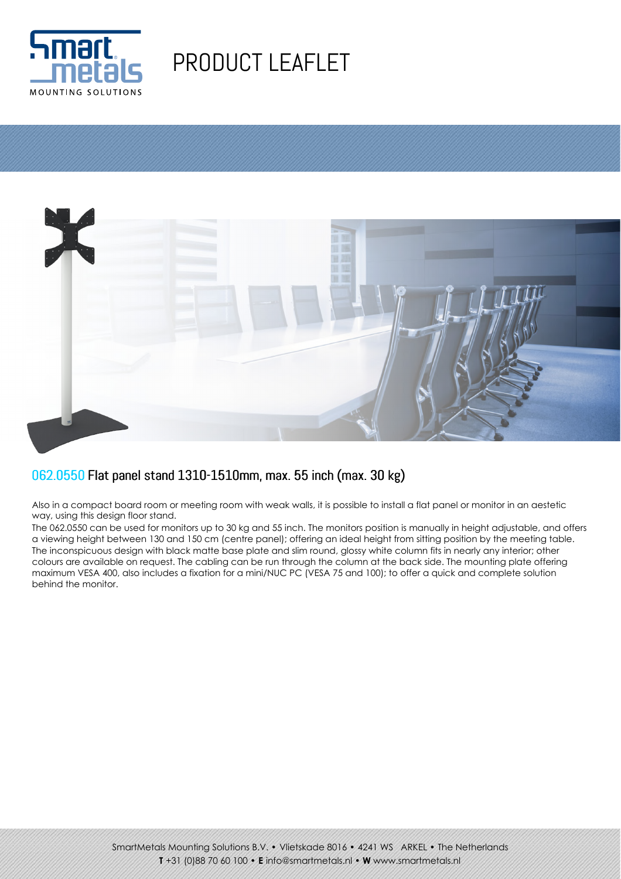# PRODUCT LEAFLET

## 062.0550 Flat panel stand 1310-1510mm, max. 55 inch (max. 30 kg)

Also in a compact board room or meeting room with weak walls, it is possible to install a flat panel or monitor in an aestetic way, using this design floor stand.

The 062.0550 can be used for monitors up to 30 kg and 55 inch. The monitors position is manually in height adjustable, and offers a viewing height between 130 and 150 cm (centre panel); offering an ideal height from sitting position by the meeting table. The inconspicuous design with black matte base plate and slim round, glossy white column fits in nearly any interior; other colours are available on request. The cabling can be run through the column at the back side. The mounting plate offering maximum VESA 400, also includes a fixation for a mini/NUC PC (VESA 75 and 100); to offer a quick and complete solution behind the monitor.

SmartMetals Mounting Solutions B.V. • Vlietskade 8016 • 4241 WS ARKEL • The Netherlands
**T** +31 (0)88 70 60 100 • **E** info@smartmetals.nl • **W** www.smartmetals.nl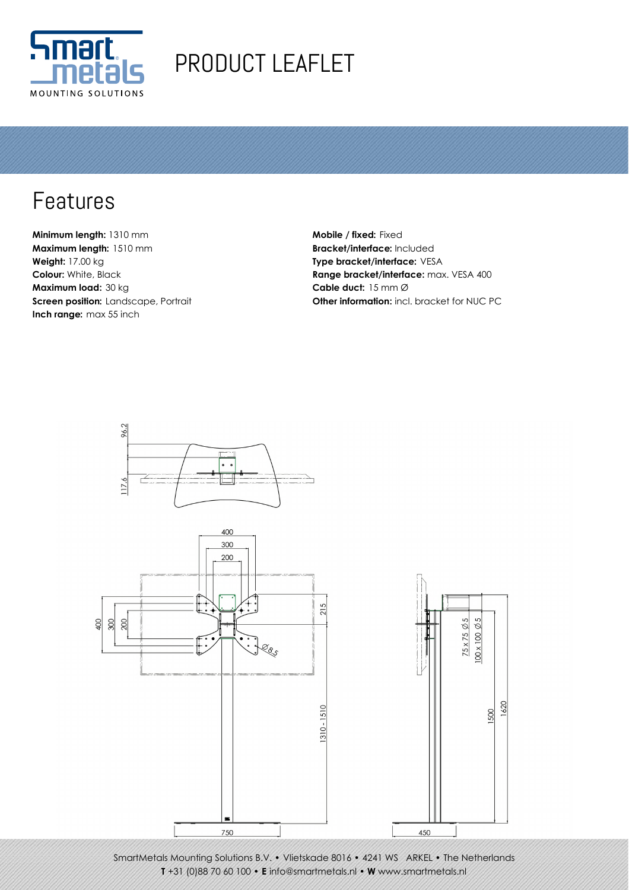# PRODUCT LEAFLET

## Features

**Minimum length:** 1310 mm
**Maximum length:** 1510 mm
**Weight:** 17.00 kg
**Colour:** White, Black
**Maximum load:** 30 kg
**Screen position:** Landscape, Portrait
**Inch range:** max 55 inch

**Mobile / fixed:** Fixed
**Bracket/interface:** Included
**Type bracket/interface:** VESA
**Range bracket/interface:** max. VESA 400
**Cable duct:** 15 mm Ø
**Other information:** incl. bracket for NUC PC

96.2
117.6
400
300
200
400
300
200
215
Ø8.5
1310 - 1510
750
75 x 75 Ø 5
100 x 100 Ø 5
1500
1620
450

SmartMetals Mounting Solutions B.V. • Vlietskade 8016 • 4241 WS ARKEL • The Netherlands
**T** +31 (0)88 70 60 100 • **E** info@smartmetals.nl • **W** www.smartmetals.nl